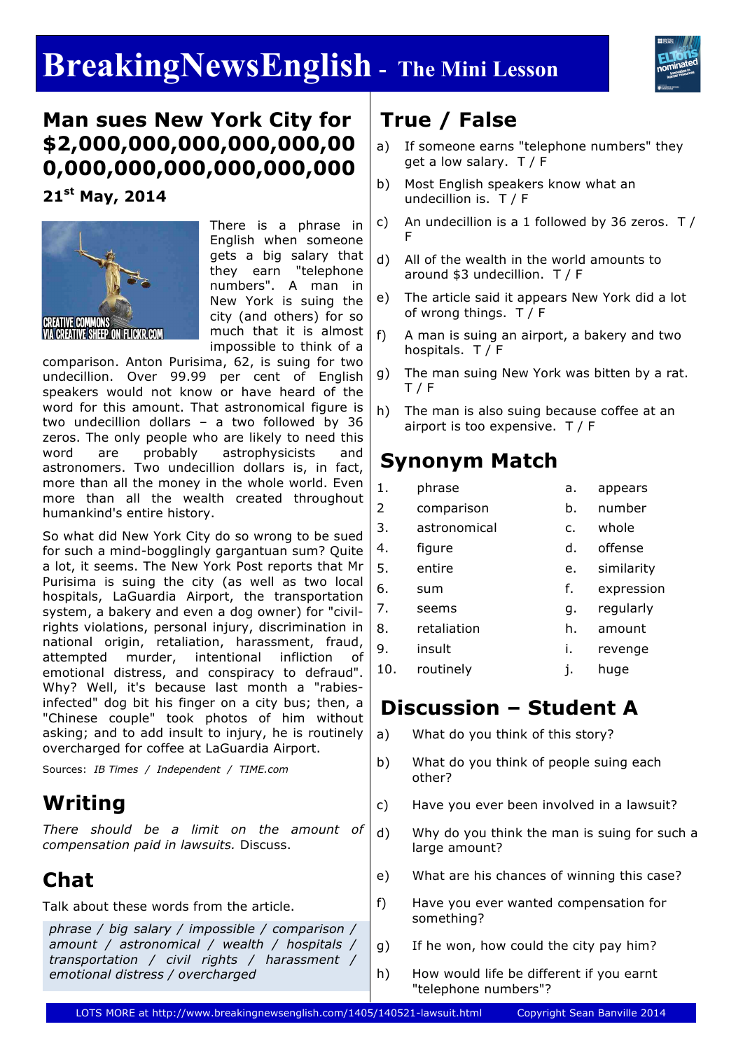# BreakingNewsEnglish - The Mini Lesson

## Man sues New York City for $2,000,000,000,000,000,000,000,000,000,000,000,000

**21st May, 2014**

CREATIVE COMMONS VIA CREATIVE SHEEP ON FLICKR.COM

There is a phrase in English when someone gets a big salary that they earn "telephone numbers". A man in New York is suing the city (and others) for so much that it is almost impossible to think of a comparison. Anton Purisima, 62, is suing for two undecillion. Over 99.99 per cent of English speakers would not know or have heard of the word for this amount. That astronomical figure is two undecillion dollars – a two followed by 36 zeros. The only people who are likely to need this word are probably astrophysicists and astronomers. Two undecillion dollars is, in fact, more than all the money in the whole world. Even more than all the wealth created throughout humankind's entire history.

So what did New York City do so wrong to be sued for such a mind-bogglingly gargantuan sum? Quite a lot, it seems. The New York Post reports that Mr Purisima is suing the city (as well as two local hospitals, LaGuardia Airport, the transportation system, a bakery and even a dog owner) for "civil-rights violations, personal injury, discrimination in national origin, retaliation, harassment, fraud, attempted murder, intentional infliction of emotional distress, and conspiracy to defraud". Why? Well, it's because last month a "rabies-infected" dog bit his finger on a city bus; then, a "Chinese couple" took photos of him without asking; and to add insult to injury, he is routinely overcharged for coffee at LaGuardia Airport.

Sources: *IB Times / Independent / TIME.com*

## Writing

*There should be a limit on the amount of compensation paid in lawsuits.* Discuss.

## Chat

Talk about these words from the article.

*phrase / big salary / impossible / comparison / amount / astronomical / wealth / hospitals / transportation / civil rights / harassment / emotional distress / overcharged*

## True / False

a) If someone earns "telephone numbers" they get a low salary. T / F

b) Most English speakers know what an undecillion is. T / F

c) An undecillion is a 1 followed by 36 zeros. T / F

d) All of the wealth in the world amounts to around $3 undecillion. T / F

e) The article said it appears New York did a lot of wrong things. T / F

f) A man is suing an airport, a bakery and two hospitals. T / F

g) The man suing New York was bitten by a rat. T / F

h) The man is also suing because coffee at an airport is too expensive. T / F

## Synonym Match

| | | | |
|---|---|---|---|
| 1. | phrase | a. | appears |
| 2 | comparison | b. | number |
| 3. | astronomical | c. | whole |
| 4. | figure | d. | offense |
| 5. | entire | e. | similarity |
| 6. | sum | f. | expression |
| 7. | seems | g. | regularly |
| 8. | retaliation | h. | amount |
| 9. | insult | i. | revenge |
| 10. | routinely | j. | huge |

## Discussion – Student A

a) What do you think of this story?

b) What do you think of people suing each other?

c) Have you ever been involved in a lawsuit?

d) Why do you think the man is suing for such a large amount?

e) What are his chances of winning this case?

f) Have you ever wanted compensation for something?

g) If he won, how could the city pay him?

h) How would life be different if you earnt "telephone numbers"?

LOTS MORE at http://www.breakingnewsenglish.com/1405/140521-lawsuit.html Copyright Sean Banville 2014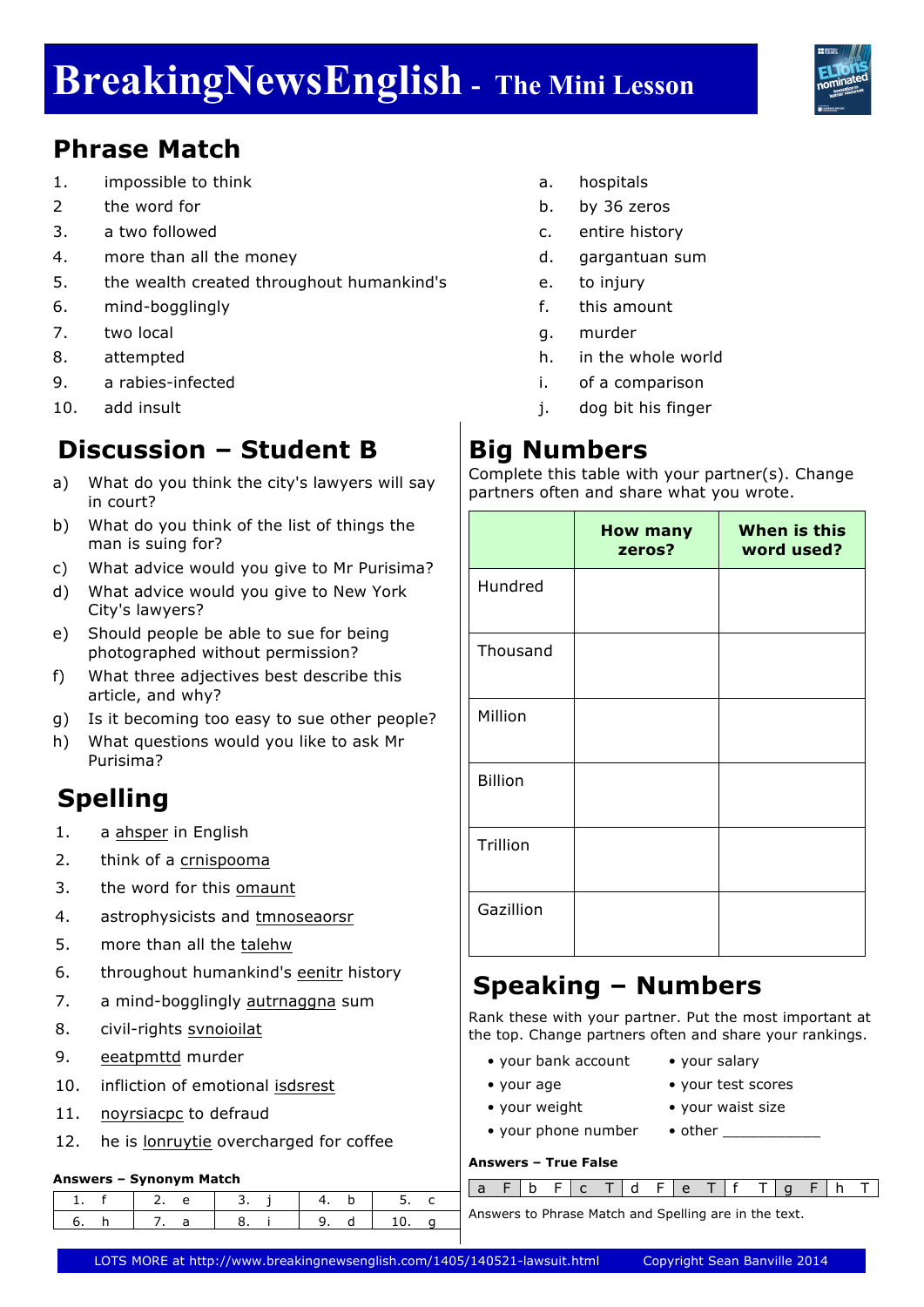# BreakingNewsEnglish - The Mini Lesson

## Phrase Match

1. impossible to think
2 the word for
3. a two followed
4. more than all the money
5. the wealth created throughout humankind's
6. mind-bogglingly
7. two local
8. attempted
9. a rabies-infected
10. add insult

a. hospitals
b. by 36 zeros
c. entire history
d. gargantuan sum
e. to injury
f. this amount
g. murder
h. in the whole world
i. of a comparison
j. dog bit his finger

## Discussion – Student B

a) What do you think the city's lawyers will say in court?
b) What do you think of the list of things the man is suing for?
c) What advice would you give to Mr Purisima?
d) What advice would you give to New York City's lawyers?
e) Should people be able to sue for being photographed without permission?
f) What three adjectives best describe this article, and why?
g) Is it becoming too easy to sue other people?
h) What questions would you like to ask Mr Purisima?

## Spelling

1. a ahsper in English
2. think of a crnispooma
3. the word for this omaunt
4. astrophysicists and tmnoseaorsr
5. more than all the talehw
6. throughout humankind's eenitr history
7. a mind-bogglingly autrnaggna sum
8. civil-rights svnoioilat
9. eeatpmttd murder
10. infliction of emotional isdsrest
11. noyrsiacpc to defraud
12. he is lonruytie overcharged for coffee

**Answers – Synonym Match**

| | | | | |
|---|---|---|---|---|
| 1. f | 2. e | 3. j | 4. b | 5. c |
| 6. h | 7. a | 8. i | 9. d | 10. g |

## Big Numbers

Complete this table with your partner(s). Change partners often and share what you wrote.

| | How many zeros? | When is this word used? |
|---|---|---|
| Hundred | | |
| Thousand | | |
| Million | | |
| Billion | | |
| Trillion | | |
| Gazillion | | |

## Speaking – Numbers

Rank these with your partner. Put the most important at the top. Change partners often and share your rankings.

- your bank account
- your age
- your weight
- your phone number
- your salary
- your test scores
- your waist size
- other ___________

**Answers – True False**

| | | | | | | | | | | | | | | | |
|---|---|---|---|---|---|---|---|---|---|---|---|---|---|---|---|
| a | F | b | F | c | T | d | F | e | T | f | T | g | F | h | T |

Answers to Phrase Match and Spelling are in the text.

LOTS MORE at http://www.breakingnewsenglish.com/1405/140521-lawsuit.html Copyright Sean Banville 2014